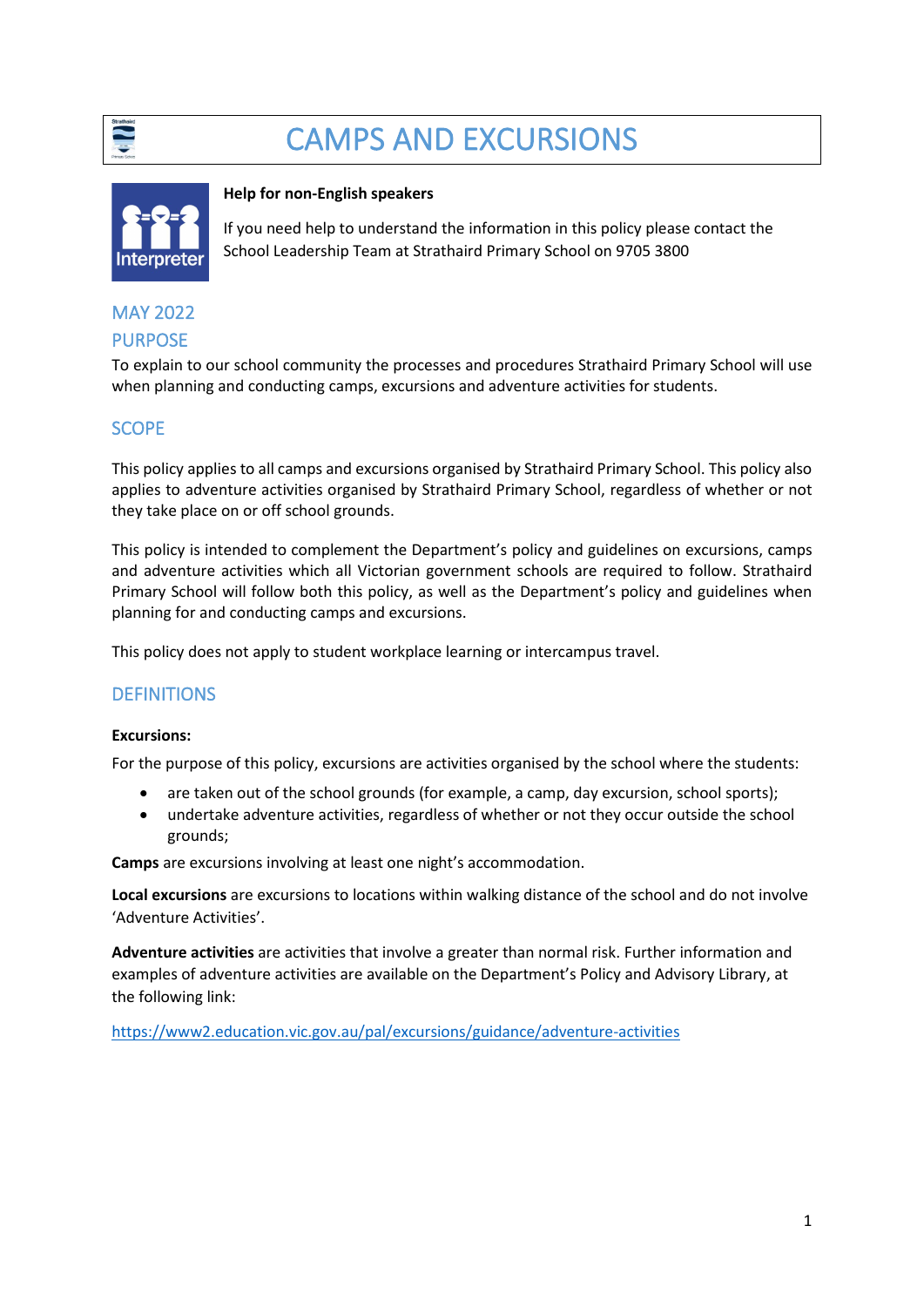# CAMPS AND EXCURSIONS

**Help for non-English speakers**

If you need help to understand the information in this policy please contact the School Leadership Team at Strathaird Primary School on 9705 3800

## MAY 2022

## PURPOSE

To explain to our school community the processes and procedures Strathaird Primary School will use when planning and conducting camps, excursions and adventure activities for students.

## SCOPE

This policy applies to all camps and excursions organised by Strathaird Primary School. This policy also applies to adventure activities organised by Strathaird Primary School, regardless of whether or not they take place on or off school grounds.

This policy is intended to complement the Department's policy and guidelines on excursions, camps and adventure activities which all Victorian government schools are required to follow. Strathaird Primary School will follow both this policy, as well as the Department's policy and guidelines when planning for and conducting camps and excursions.

This policy does not apply to student workplace learning or intercampus travel.

## DEFINITIONS

**Excursions:**

For the purpose of this policy, excursions are activities organised by the school where the students:

- are taken out of the school grounds (for example, a camp, day excursion, school sports);
- undertake adventure activities, regardless of whether or not they occur outside the school grounds;

**Camps** are excursions involving at least one night's accommodation.

**Local excursions** are excursions to locations within walking distance of the school and do not involve 'Adventure Activities'.

**Adventure activities** are activities that involve a greater than normal risk. Further information and examples of adventure activities are available on the Department's Policy and Advisory Library, at the following link:

https://www2.education.vic.gov.au/pal/excursions/guidance/adventure-activities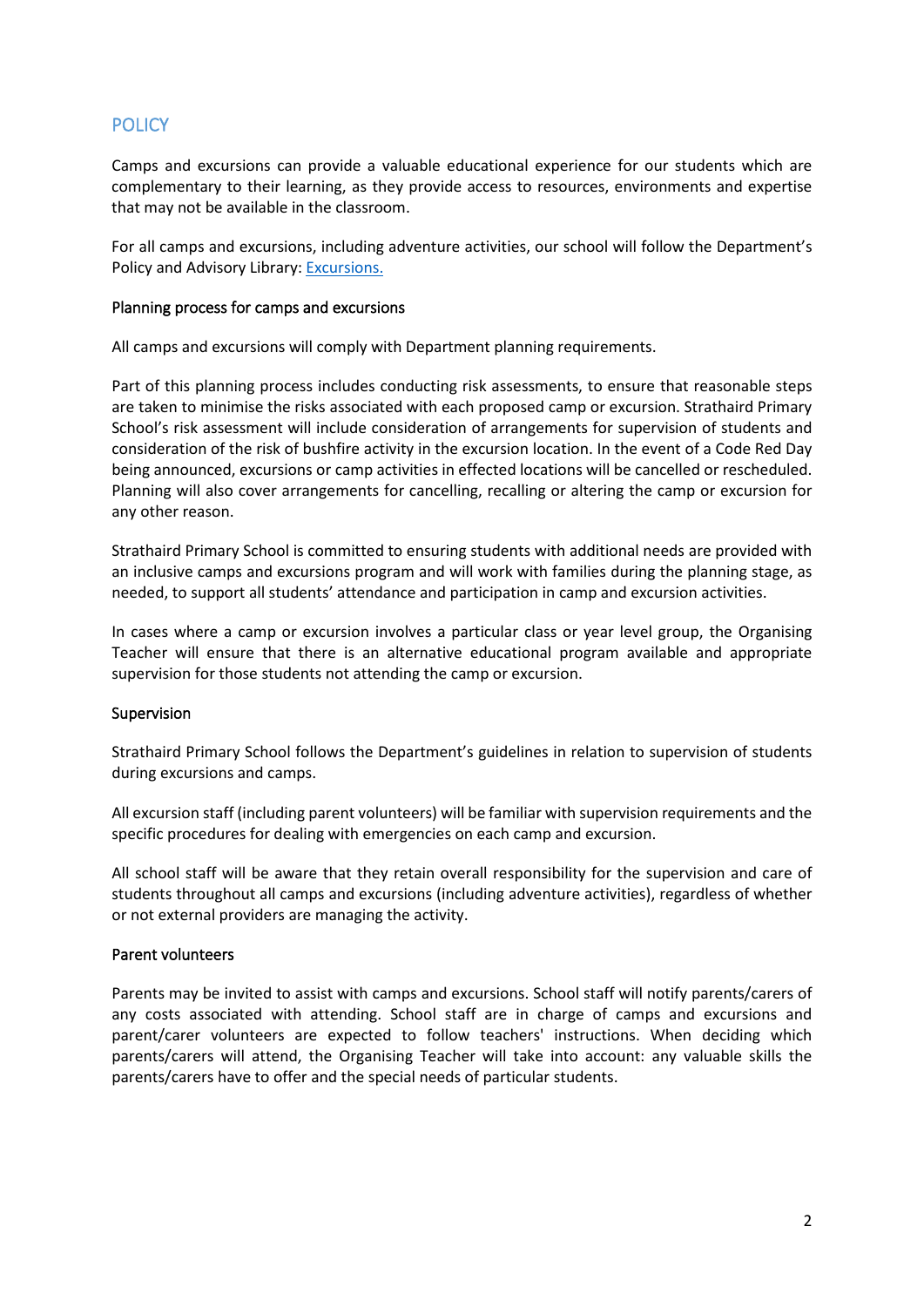## POLICY

Camps and excursions can provide a valuable educational experience for our students which are complementary to their learning, as they provide access to resources, environments and expertise that may not be available in the classroom.

For all camps and excursions, including adventure activities, our school will follow the Department's Policy and Advisory Library: [Excursions.](#)

### Planning process for camps and excursions

All camps and excursions will comply with Department planning requirements.

Part of this planning process includes conducting risk assessments, to ensure that reasonable steps are taken to minimise the risks associated with each proposed camp or excursion. Strathaird Primary School's risk assessment will include consideration of arrangements for supervision of students and consideration of the risk of bushfire activity in the excursion location. In the event of a Code Red Day being announced, excursions or camp activities in effected locations will be cancelled or rescheduled. Planning will also cover arrangements for cancelling, recalling or altering the camp or excursion for any other reason.

Strathaird Primary School is committed to ensuring students with additional needs are provided with an inclusive camps and excursions program and will work with families during the planning stage, as needed, to support all students' attendance and participation in camp and excursion activities.

In cases where a camp or excursion involves a particular class or year level group, the Organising Teacher will ensure that there is an alternative educational program available and appropriate supervision for those students not attending the camp or excursion.

### Supervision

Strathaird Primary School follows the Department's guidelines in relation to supervision of students during excursions and camps.

All excursion staff (including parent volunteers) will be familiar with supervision requirements and the specific procedures for dealing with emergencies on each camp and excursion.

All school staff will be aware that they retain overall responsibility for the supervision and care of students throughout all camps and excursions (including adventure activities), regardless of whether or not external providers are managing the activity.

### Parent volunteers

Parents may be invited to assist with camps and excursions. School staff will notify parents/carers of any costs associated with attending. School staff are in charge of camps and excursions and parent/carer volunteers are expected to follow teachers' instructions. When deciding which parents/carers will attend, the Organising Teacher will take into account: any valuable skills the parents/carers have to offer and the special needs of particular students.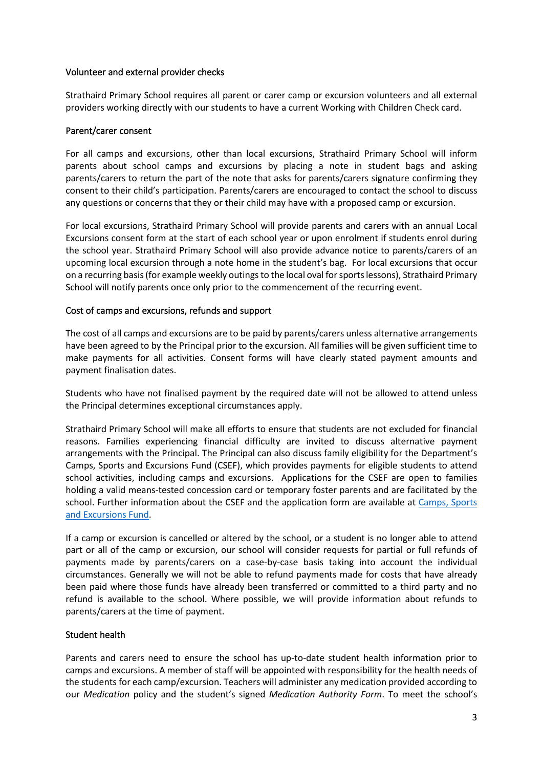### Volunteer and external provider checks

Strathaird Primary School requires all parent or carer camp or excursion volunteers and all external providers working directly with our students to have a current Working with Children Check card.

### Parent/carer consent

For all camps and excursions, other than local excursions, Strathaird Primary School will inform parents about school camps and excursions by placing a note in student bags and asking parents/carers to return the part of the note that asks for parents/carers signature confirming they consent to their child's participation. Parents/carers are encouraged to contact the school to discuss any questions or concerns that they or their child may have with a proposed camp or excursion.

For local excursions, Strathaird Primary School will provide parents and carers with an annual Local Excursions consent form at the start of each school year or upon enrolment if students enrol during the school year. Strathaird Primary School will also provide advance notice to parents/carers of an upcoming local excursion through a note home in the student's bag. For local excursions that occur on a recurring basis (for example weekly outings to the local oval for sports lessons), Strathaird Primary School will notify parents once only prior to the commencement of the recurring event.

### Cost of camps and excursions, refunds and support

The cost of all camps and excursions are to be paid by parents/carers unless alternative arrangements have been agreed to by the Principal prior to the excursion. All families will be given sufficient time to make payments for all activities. Consent forms will have clearly stated payment amounts and payment finalisation dates.

Students who have not finalised payment by the required date will not be allowed to attend unless the Principal determines exceptional circumstances apply.

Strathaird Primary School will make all efforts to ensure that students are not excluded for financial reasons. Families experiencing financial difficulty are invited to discuss alternative payment arrangements with the Principal. The Principal can also discuss family eligibility for the Department's Camps, Sports and Excursions Fund (CSEF), which provides payments for eligible students to attend school activities, including camps and excursions. Applications for the CSEF are open to families holding a valid means-tested concession card or temporary foster parents and are facilitated by the school. Further information about the CSEF and the application form are available at [Camps, Sports and Excursions Fund](#).

If a camp or excursion is cancelled or altered by the school, or a student is no longer able to attend part or all of the camp or excursion, our school will consider requests for partial or full refunds of payments made by parents/carers on a case-by-case basis taking into account the individual circumstances. Generally we will not be able to refund payments made for costs that have already been paid where those funds have already been transferred or committed to a third party and no refund is available to the school. Where possible, we will provide information about refunds to parents/carers at the time of payment.

### Student health

Parents and carers need to ensure the school has up-to-date student health information prior to camps and excursions. A member of staff will be appointed with responsibility for the health needs of the students for each camp/excursion. Teachers will administer any medication provided according to our *Medication* policy and the student's signed *Medication Authority Form*. To meet the school's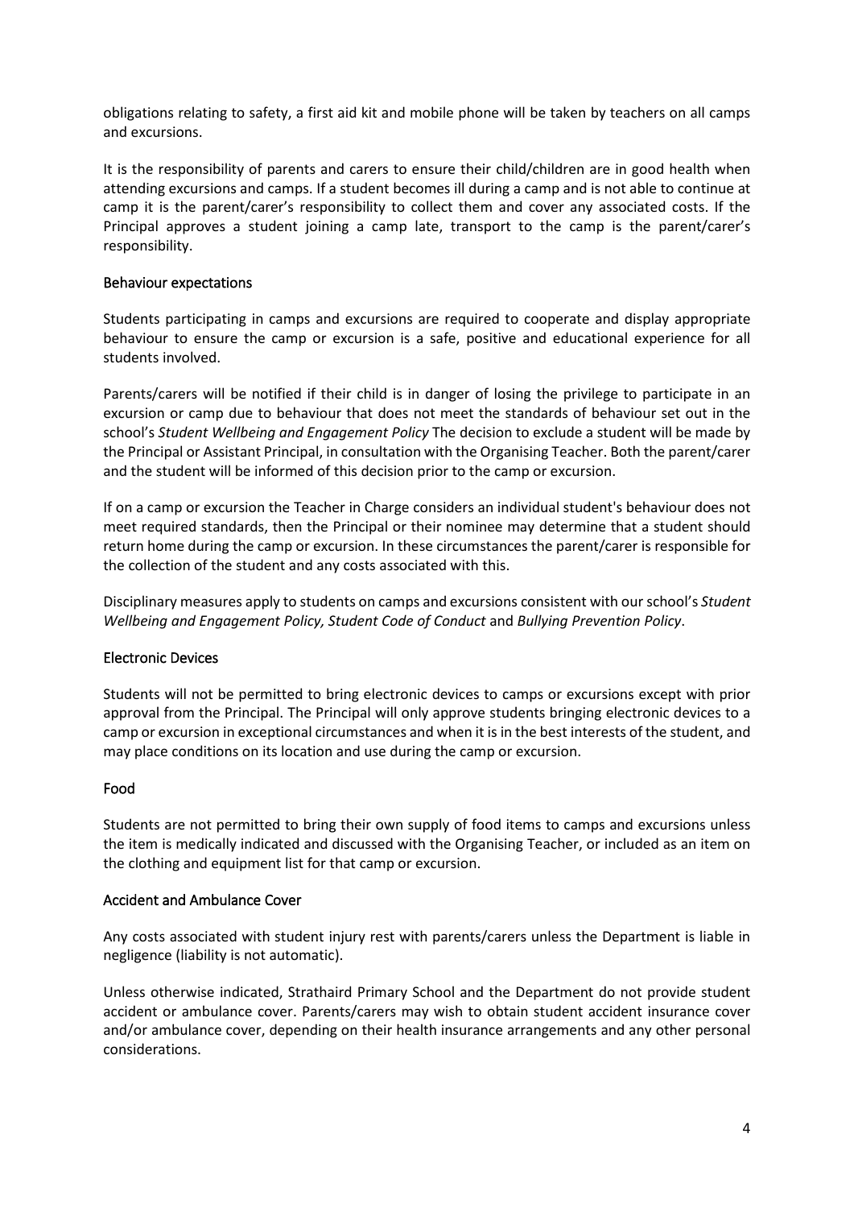obligations relating to safety, a first aid kit and mobile phone will be taken by teachers on all camps and excursions.

It is the responsibility of parents and carers to ensure their child/children are in good health when attending excursions and camps. If a student becomes ill during a camp and is not able to continue at camp it is the parent/carer's responsibility to collect them and cover any associated costs. If the Principal approves a student joining a camp late, transport to the camp is the parent/carer's responsibility.

### Behaviour expectations

Students participating in camps and excursions are required to cooperate and display appropriate behaviour to ensure the camp or excursion is a safe, positive and educational experience for all students involved.

Parents/carers will be notified if their child is in danger of losing the privilege to participate in an excursion or camp due to behaviour that does not meet the standards of behaviour set out in the school's *Student Wellbeing and Engagement Policy* The decision to exclude a student will be made by the Principal or Assistant Principal, in consultation with the Organising Teacher. Both the parent/carer and the student will be informed of this decision prior to the camp or excursion.

If on a camp or excursion the Teacher in Charge considers an individual student's behaviour does not meet required standards, then the Principal or their nominee may determine that a student should return home during the camp or excursion. In these circumstances the parent/carer is responsible for the collection of the student and any costs associated with this.

Disciplinary measures apply to students on camps and excursions consistent with our school's *Student Wellbeing and Engagement Policy, Student Code of Conduct* and *Bullying Prevention Policy*.

### Electronic Devices

Students will not be permitted to bring electronic devices to camps or excursions except with prior approval from the Principal. The Principal will only approve students bringing electronic devices to a camp or excursion in exceptional circumstances and when it is in the best interests of the student, and may place conditions on its location and use during the camp or excursion.

### Food

Students are not permitted to bring their own supply of food items to camps and excursions unless the item is medically indicated and discussed with the Organising Teacher, or included as an item on the clothing and equipment list for that camp or excursion.

### Accident and Ambulance Cover

Any costs associated with student injury rest with parents/carers unless the Department is liable in negligence (liability is not automatic).

Unless otherwise indicated, Strathaird Primary School and the Department do not provide student accident or ambulance cover. Parents/carers may wish to obtain student accident insurance cover and/or ambulance cover, depending on their health insurance arrangements and any other personal considerations.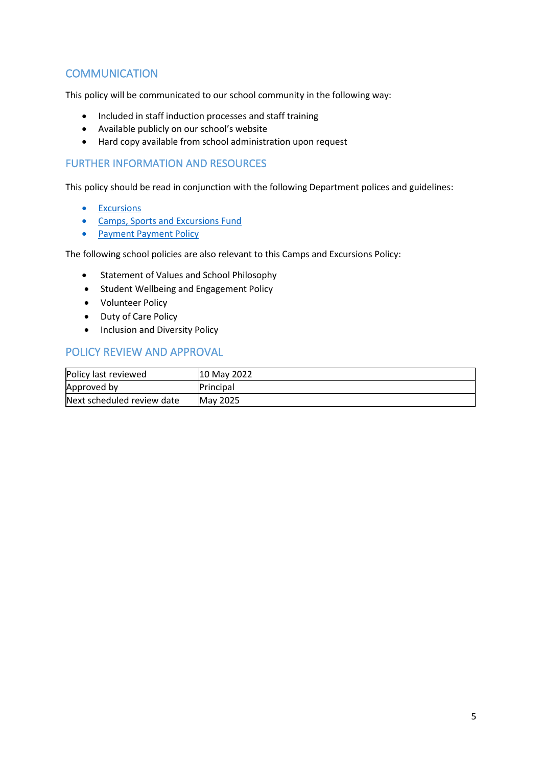## COMMUNICATION

This policy will be communicated to our school community in the following way:

- Included in staff induction processes and staff training
- Available publicly on our school's website
- Hard copy available from school administration upon request

## FURTHER INFORMATION AND RESOURCES

This policy should be read in conjunction with the following Department polices and guidelines:

- Excursions
- Camps, Sports and Excursions Fund
- Payment Payment Policy

The following school policies are also relevant to this Camps and Excursions Policy:

- Statement of Values and School Philosophy
- Student Wellbeing and Engagement Policy
- Volunteer Policy
- Duty of Care Policy
- Inclusion and Diversity Policy

## POLICY REVIEW AND APPROVAL

| | |
|---|---|
| Policy last reviewed | 10 May 2022 |
| Approved by | Principal |
| Next scheduled review date | May 2025 |